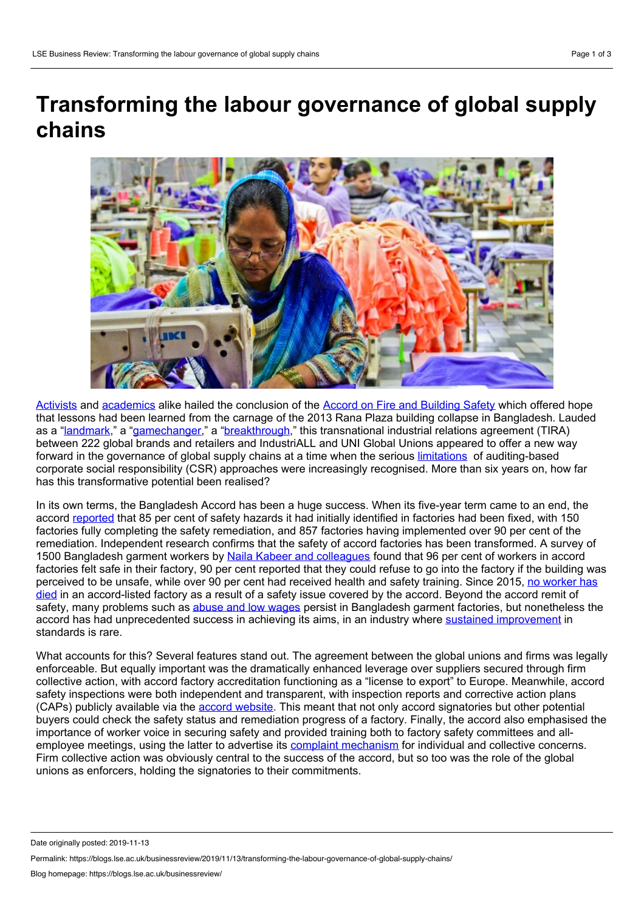# Transforming the labour governance of global supply chains

Activists and academics alike hailed the conclusion of the Accord on Fire and Building Safety which offered hope that lessons had been learned from the carnage of the 2013 Rana Plaza building collapse in Bangladesh. Lauded as a "landmark," a "gamechanger," a "breakthrough," this transnational industrial relations agreement (TIRA) between 222 global brands and retailers and IndustriALL and UNI Global Unions appeared to offer a new way forward in the governance of global supply chains at a time when the serious limitations of auditing-based corporate social responsibility (CSR) approaches were increasingly recognised. More than six years on, how far has this transformative potential been realised?

In its own terms, the Bangladesh Accord has been a huge success. When its five-year term came to an end, the accord reported that 85 per cent of safety hazards it had initially identified in factories had been fixed, with 150 factories fully completing the safety remediation, and 857 factories having implemented over 90 per cent of the remediation. Independent research confirms that the safety of accord factories has been transformed. A survey of 1500 Bangladesh garment workers by Naila Kabeer and colleagues found that 96 per cent of workers in accord factories felt safe in their factory, 90 per cent reported that they could refuse to go into the factory if the building was perceived to be unsafe, while over 90 per cent had received health and safety training. Since 2015, no worker has died in an accord-listed factory as a result of a safety issue covered by the accord. Beyond the accord remit of safety, many problems such as abuse and low wages persist in Bangladesh garment factories, but nonetheless the accord has had unprecedented success in achieving its aims, in an industry where sustained improvement in standards is rare.

What accounts for this? Several features stand out. The agreement between the global unions and firms was legally enforceable. But equally important was the dramatically enhanced leverage over suppliers secured through firm collective action, with accord factory accreditation functioning as a "license to export" to Europe. Meanwhile, accord safety inspections were both independent and transparent, with inspection reports and corrective action plans (CAPs) publicly available via the accord website. This meant that not only accord signatories but other potential buyers could check the safety status and remediation progress of a factory. Finally, the accord also emphasised the importance of worker voice in securing safety and provided training both to factory safety committees and all-employee meetings, using the latter to advertise its complaint mechanism for individual and collective concerns. Firm collective action was obviously central to the success of the accord, but so too was the role of the global unions as enforcers, holding the signatories to their commitments.

Date originally posted: 2019-11-13

Permalink: https://blogs.lse.ac.uk/businessreview/2019/11/13/transforming-the-labour-governance-of-global-supply-chains/

Blog homepage: https://blogs.lse.ac.uk/businessreview/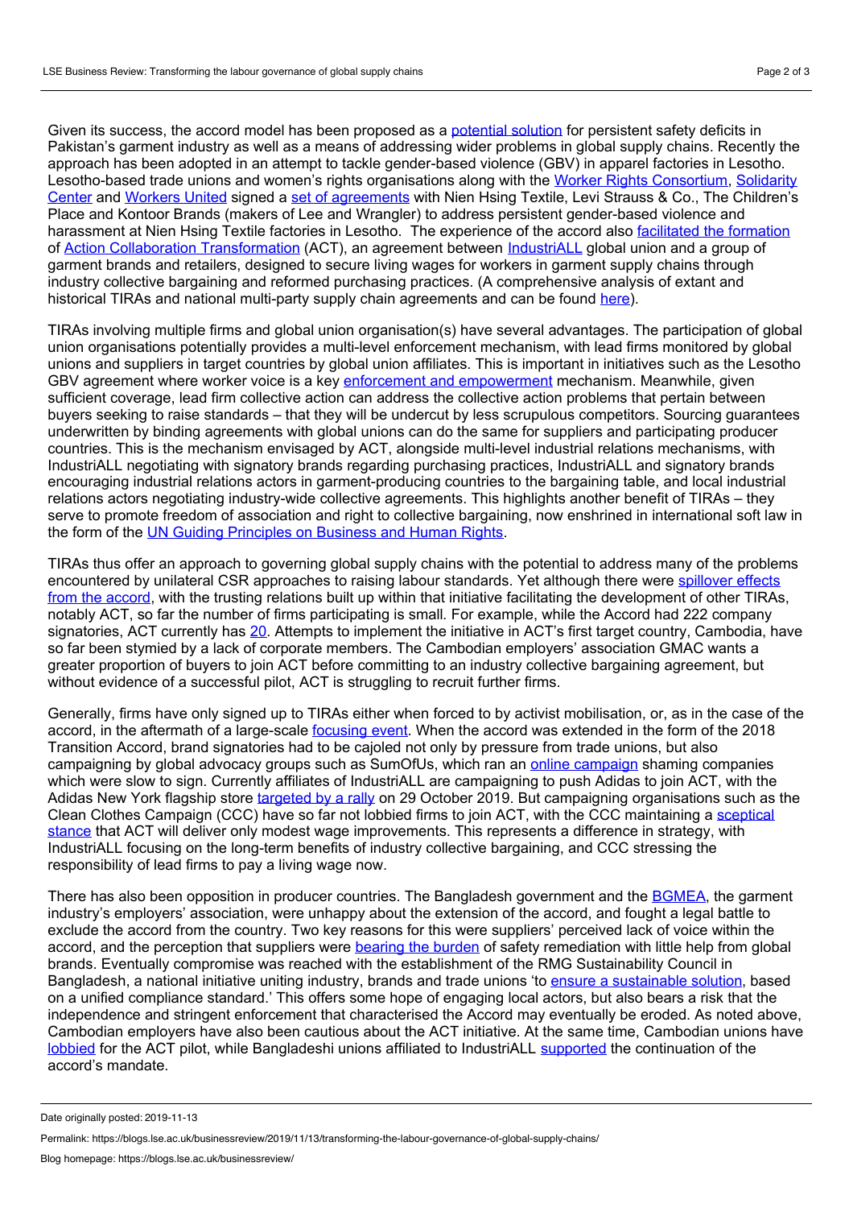Given its success, the accord model has been proposed as a potential solution for persistent safety deficits in Pakistan's garment industry as well as a means of addressing wider problems in global supply chains. Recently the approach has been adopted in an attempt to tackle gender-based violence (GBV) in apparel factories in Lesotho. Lesotho-based trade unions and women's rights organisations along with the Worker Rights Consortium, Solidarity Center and Workers United signed a set of agreements with Nien Hsing Textile, Levi Strauss & Co., The Children's Place and Kontoor Brands (makers of Lee and Wrangler) to address persistent gender-based violence and harassment at Nien Hsing Textile factories in Lesotho. The experience of the accord also facilitated the formation of Action Collaboration Transformation (ACT), an agreement between IndustriALL global union and a group of garment brands and retailers, designed to secure living wages for workers in garment supply chains through industry collective bargaining and reformed purchasing practices. (A comprehensive analysis of extant and historical TIRAs and national multi-party supply chain agreements and can be found here).

TIRAs involving multiple firms and global union organisation(s) have several advantages. The participation of global union organisations potentially provides a multi-level enforcement mechanism, with lead firms monitored by global unions and suppliers in target countries by global union affiliates. This is important in initiatives such as the Lesotho GBV agreement where worker voice is a key enforcement and empowerment mechanism. Meanwhile, given sufficient coverage, lead firm collective action can address the collective action problems that pertain between buyers seeking to raise standards – that they will be undercut by less scrupulous competitors. Sourcing guarantees underwritten by binding agreements with global unions can do the same for suppliers and participating producer countries. This is the mechanism envisaged by ACT, alongside multi-level industrial relations mechanisms, with IndustriALL negotiating with signatory brands regarding purchasing practices, IndustriALL and signatory brands encouraging industrial relations actors in garment-producing countries to the bargaining table, and local industrial relations actors negotiating industry-wide collective agreements. This highlights another benefit of TIRAs – they serve to promote freedom of association and right to collective bargaining, now enshrined in international soft law in the form of the UN Guiding Principles on Business and Human Rights.

TIRAs thus offer an approach to governing global supply chains with the potential to address many of the problems encountered by unilateral CSR approaches to raising labour standards. Yet although there were spillover effects from the accord, with the trusting relations built up within that initiative facilitating the development of other TIRAs, notably ACT, so far the number of firms participating is small. For example, while the Accord had 222 company signatories, ACT currently has 20. Attempts to implement the initiative in ACT's first target country, Cambodia, have so far been stymied by a lack of corporate members. The Cambodian employers' association GMAC wants a greater proportion of buyers to join ACT before committing to an industry collective bargaining agreement, but without evidence of a successful pilot, ACT is struggling to recruit further firms.

Generally, firms have only signed up to TIRAs either when forced to by activist mobilisation, or, as in the case of the accord, in the aftermath of a large-scale focusing event. When the accord was extended in the form of the 2018 Transition Accord, brand signatories had to be cajoled not only by pressure from trade unions, but also campaigning by global advocacy groups such as SumOfUs, which ran an online campaign shaming companies which were slow to sign. Currently affiliates of IndustriALL are campaigning to push Adidas to join ACT, with the Adidas New York flagship store targeted by a rally on 29 October 2019. But campaigning organisations such as the Clean Clothes Campaign (CCC) have so far not lobbied firms to join ACT, with the CCC maintaining a sceptical stance that ACT will deliver only modest wage improvements. This represents a difference in strategy, with IndustriALL focusing on the long-term benefits of industry collective bargaining, and CCC stressing the responsibility of lead firms to pay a living wage now.

There has also been opposition in producer countries. The Bangladesh government and the BGMEA, the garment industry's employers' association, were unhappy about the extension of the accord, and fought a legal battle to exclude the accord from the country. Two key reasons for this were suppliers' perceived lack of voice within the accord, and the perception that suppliers were bearing the burden of safety remediation with little help from global brands. Eventually compromise was reached with the establishment of the RMG Sustainability Council in Bangladesh, a national initiative uniting industry, brands and trade unions 'to ensure a sustainable solution, based on a unified compliance standard.' This offers some hope of engaging local actors, but also bears a risk that the independence and stringent enforcement that characterised the Accord may eventually be eroded. As noted above, Cambodian employers have also been cautious about the ACT initiative. At the same time, Cambodian unions have lobbied for the ACT pilot, while Bangladeshi unions affiliated to IndustriALL supported the continuation of the accord's mandate.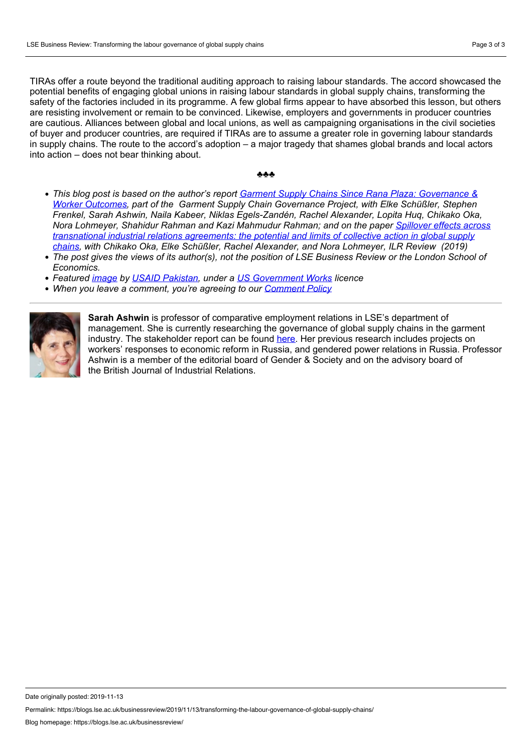TIRAs offer a route beyond the traditional auditing approach to raising labour standards. The accord showcased the potential benefits of engaging global unions in raising labour standards in global supply chains, transforming the safety of the factories included in its programme. A few global firms appear to have absorbed this lesson, but others are resisting involvement or remain to be convinced. Likewise, employers and governments in producer countries are cautious. Alliances between global and local unions, as well as campaigning organisations in the civil societies of buyer and producer countries, are required if TIRAs are to assume a greater role in governing labour standards in supply chains. The route to the accord's adoption – a major tragedy that shames global brands and local actors into action – does not bear thinking about.

♣♣♣

- *This blog post is based on the author's report [Garment Supply Chains Since Rana Plaza: Governance & Worker Outcomes], part of the Garment Supply Chain Governance Project, with Elke Schüßler, Stephen Frenkel, Sarah Ashwin, Naila Kabeer, Niklas Egels-Zandén, Rachel Alexander, Lopita Huq, Chikako Oka, Nora Lohmeyer, Shahidur Rahman and Kazi Mahmudur Rahman; and on the paper [Spillover effects across transnational industrial relations agreements: the potential and limits of collective action in global supply chains], with Chikako Oka, Elke Schüßler, Rachel Alexander, and Nora Lohmeyer, ILR Review (2019)*
- *The post gives the views of its author(s), not the position of LSE Business Review or the London School of Economics.*
- *Featured [image] by [USAID Pakistan], under a [US Government Works] licence*
- *When you leave a comment, you're agreeing to our [Comment Policy]*

---

**Sarah Ashwin** is professor of comparative employment relations in LSE's department of management. She is currently researching the governance of global supply chains in the garment industry. The stakeholder report can be found [here]. Her previous research includes projects on workers' responses to economic reform in Russia, and gendered power relations in Russia. Professor Ashwin is a member of the editorial board of Gender & Society and on the advisory board of the British Journal of Industrial Relations.

Date originally posted: 2019-11-13

Permalink: https://blogs.lse.ac.uk/businessreview/2019/11/13/transforming-the-labour-governance-of-global-supply-chains/

Blog homepage: https://blogs.lse.ac.uk/businessreview/